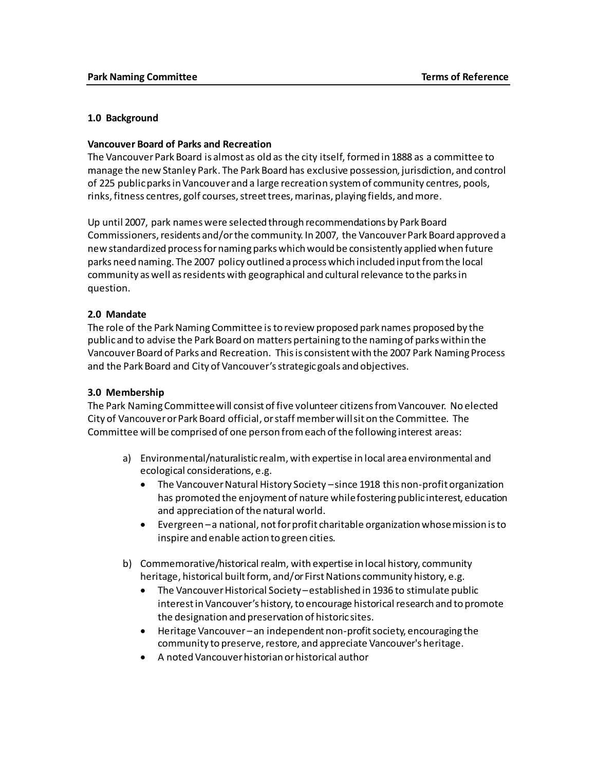## 1.0 Background

**Vancouver Board of Parks and Recreation**

The Vancouver Park Board is almost as old as the city itself, formed in 1888 as a committee to manage the new Stanley Park. The Park Board has exclusive possession, jurisdiction, and control of 225 public parks in Vancouver and a large recreation system of community centres, pools, rinks, fitness centres, golf courses, street trees, marinas, playing fields, and more.

Up until 2007, park names were selected through recommendations by Park Board Commissioners, residents and/or the community. In 2007, the Vancouver Park Board approved a new standardized process for naming parks which would be consistently applied when future parks need naming. The 2007 policy outlined a process which included input from the local community as well as residents with geographical and cultural relevance to the parks in question.

## 2.0 Mandate

The role of the Park Naming Committee is to review proposed park names proposed by the public and to advise the Park Board on matters pertaining to the naming of parks within the Vancouver Board of Parks and Recreation. This is consistent with the 2007 Park Naming Process and the Park Board and City of Vancouver's strategic goals and objectives.

## 3.0 Membership

The Park Naming Committee will consist of five volunteer citizens from Vancouver. No elected City of Vancouver or Park Board official, or staff member will sit on the Committee. The Committee will be comprised of one person from each of the following interest areas:

a) Environmental/naturalistic realm, with expertise in local area environmental and ecological considerations, e.g.
   - The Vancouver Natural History Society – since 1918 this non-profit organization has promoted the enjoyment of nature while fostering public interest, education and appreciation of the natural world.
   - Evergreen – a national, not for profit charitable organization whose mission is to inspire and enable action to green cities.

b) Commemorative/historical realm, with expertise in local history, community heritage, historical built form, and/or First Nations community history, e.g.
   - The Vancouver Historical Society – established in 1936 to stimulate public interest in Vancouver's history, to encourage historical research and to promote the designation and preservation of historic sites.
   - Heritage Vancouver – an independent non-profit society, encouraging the community to preserve, restore, and appreciate Vancouver's heritage.
   - A noted Vancouver historian or historical author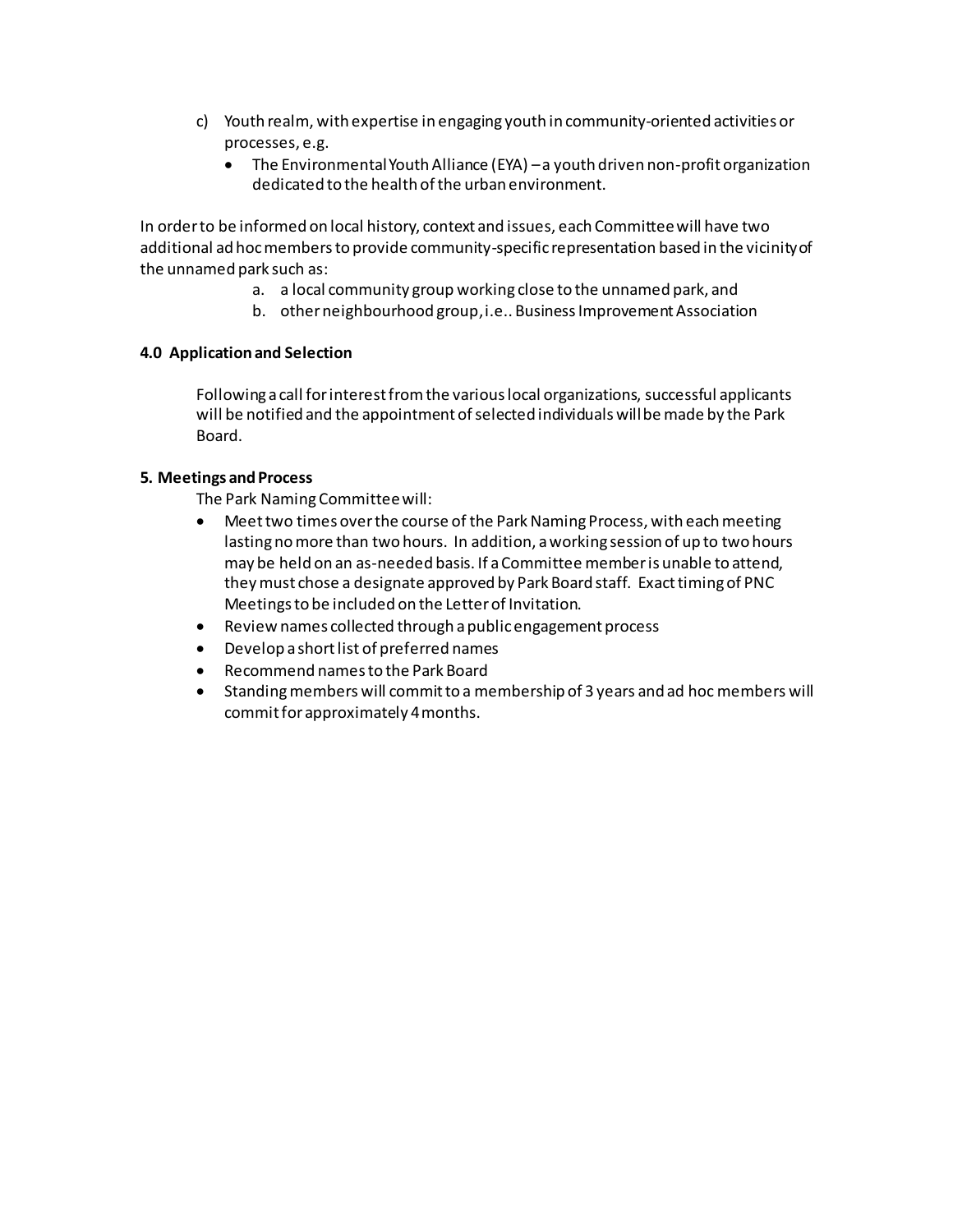c) Youth realm, with expertise in engaging youth in community-oriented activities or processes, e.g.
   - The Environmental Youth Alliance (EYA) – a youth driven non-profit organization dedicated to the health of the urban environment.

In order to be informed on local history, context and issues, each Committee will have two additional ad hoc members to provide community-specific representation based in the vicinity of the unnamed park such as:

a. a local community group working close to the unnamed park, and
b. other neighbourhood group, i.e.. Business Improvement Association

**4.0 Application and Selection**

Following a call for interest from the various local organizations, successful applicants will be notified and the appointment of selected individuals will be made by the Park Board.

**5. Meetings and Process**

The Park Naming Committee will:

- Meet two times over the course of the Park Naming Process, with each meeting lasting no more than two hours. In addition, a working session of up to two hours may be held on an as-needed basis. If a Committee member is unable to attend, they must chose a designate approved by Park Board staff. Exact timing of PNC Meetings to be included on the Letter of Invitation.
- Review names collected through a public engagement process
- Develop a short list of preferred names
- Recommend names to the Park Board
- Standing members will commit to a membership of 3 years and ad hoc members will commit for approximately 4 months.